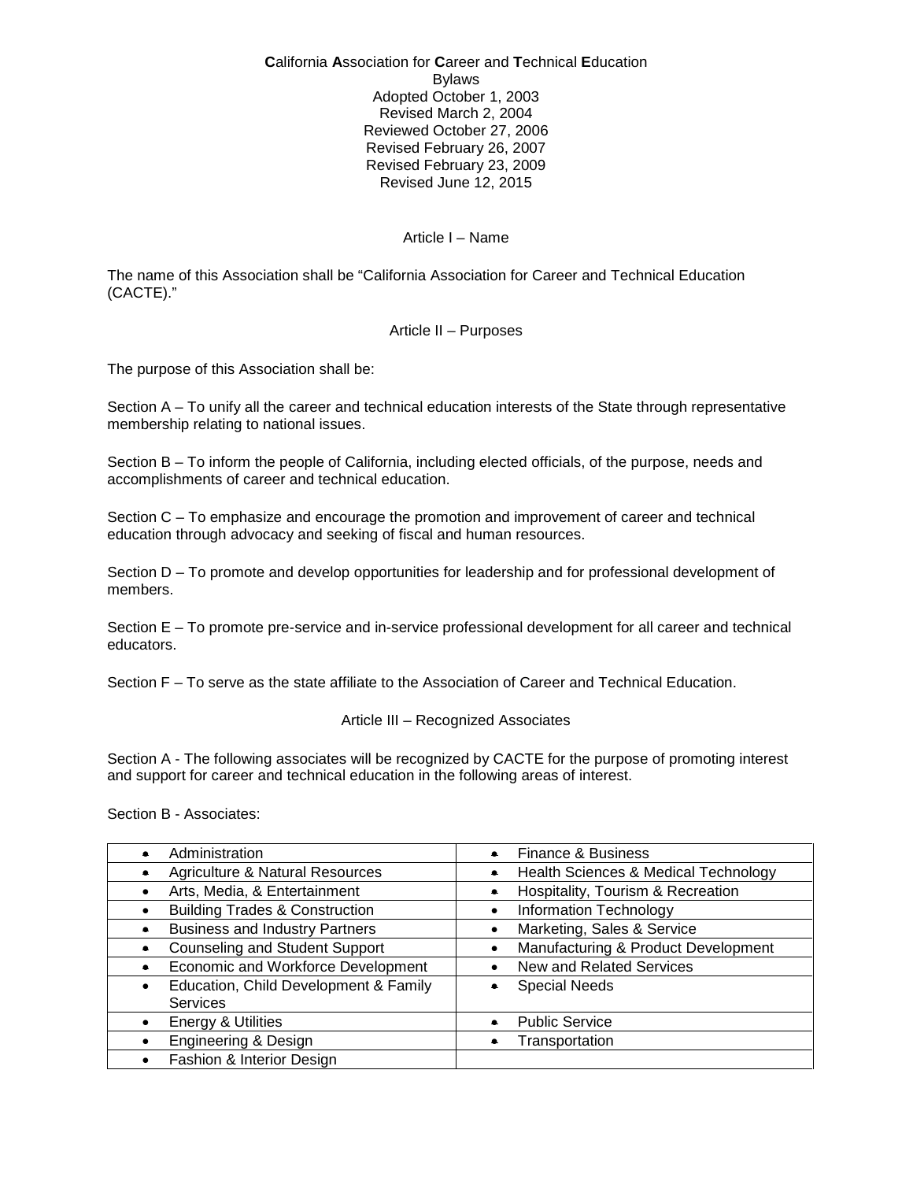**C**alifornia **A**ssociation for **C**areer and **T**echnical **E**ducation
Bylaws
Adopted October 1, 2003
Revised March 2, 2004
Reviewed October 27, 2006
Revised February 26, 2007
Revised February 23, 2009
Revised June 12, 2015

## Article I – Name

The name of this Association shall be "California Association for Career and Technical Education (CACTE)."

## Article II – Purposes

The purpose of this Association shall be:

Section A – To unify all the career and technical education interests of the State through representative membership relating to national issues.

Section B – To inform the people of California, including elected officials, of the purpose, needs and accomplishments of career and technical education.

Section C – To emphasize and encourage the promotion and improvement of career and technical education through advocacy and seeking of fiscal and human resources.

Section D – To promote and develop opportunities for leadership and for professional development of members.

Section E – To promote pre-service and in-service professional development for all career and technical educators.

Section F – To serve as the state affiliate to the Association of Career and Technical Education.

## Article III – Recognized Associates

Section A - The following associates will be recognized by CACTE for the purpose of promoting interest and support for career and technical education in the following areas of interest.

Section B - Associates:

| | |
|---|---|
| • Administration | • Finance & Business |
| • Agriculture & Natural Resources | • Health Sciences & Medical Technology |
| • Arts, Media, & Entertainment | • Hospitality, Tourism & Recreation |
| • Building Trades & Construction | • Information Technology |
| • Business and Industry Partners | • Marketing, Sales & Service |
| • Counseling and Student Support | • Manufacturing & Product Development |
| • Economic and Workforce Development | • New and Related Services |
| • Education, Child Development & Family Services | • Special Needs |
| • Energy & Utilities | • Public Service |
| • Engineering & Design | • Transportation |
| • Fashion & Interior Design | |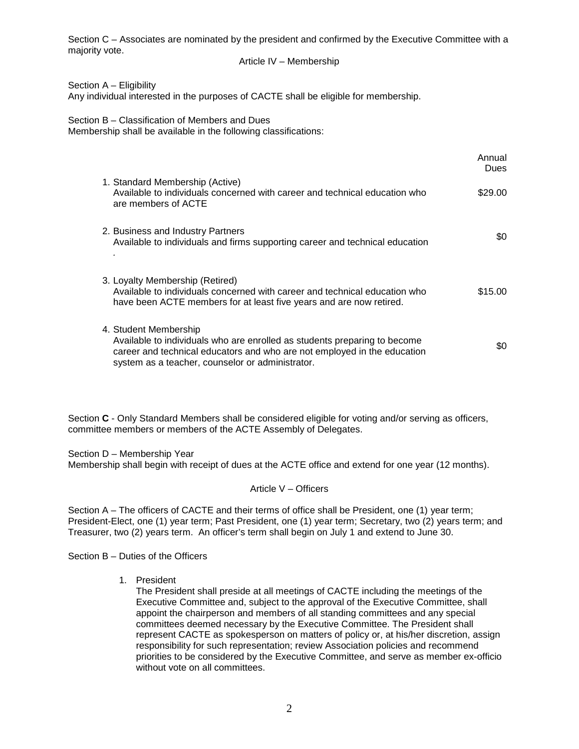Section C – Associates are nominated by the president and confirmed by the Executive Committee with a majority vote.

## Article IV – Membership

Section A – Eligibility
Any individual interested in the purposes of CACTE shall be eligible for membership.

Section B – Classification of Members and Dues
Membership shall be available in the following classifications:

| | Annual Dues |
|---|---|
| 1. Standard Membership (Active)<br>Available to individuals concerned with career and technical education who are members of ACTE | $29.00 |
| 2. Business and Industry Partners<br>Available to individuals and firms supporting career and technical education<br>. | $0 |
| 3. Loyalty Membership (Retired)<br>Available to individuals concerned with career and technical education who have been ACTE members for at least five years and are now retired. | $15.00 |
| 4. Student Membership<br>Available to individuals who are enrolled as students preparing to become career and technical educators and who are not employed in the education system as a teacher, counselor or administrator. | $0 |

Section **C** - Only Standard Members shall be considered eligible for voting and/or serving as officers, committee members or members of the ACTE Assembly of Delegates.

Section D – Membership Year
Membership shall begin with receipt of dues at the ACTE office and extend for one year (12 months).

## Article V – Officers

Section A – The officers of CACTE and their terms of office shall be President, one (1) year term; President-Elect, one (1) year term; Past President, one (1) year term; Secretary, two (2) years term; and Treasurer, two (2) years term. An officer's term shall begin on July 1 and extend to June 30.

Section B – Duties of the Officers

1. President
   The President shall preside at all meetings of CACTE including the meetings of the Executive Committee and, subject to the approval of the Executive Committee, shall appoint the chairperson and members of all standing committees and any special committees deemed necessary by the Executive Committee. The President shall represent CACTE as spokesperson on matters of policy or, at his/her discretion, assign responsibility for such representation; review Association policies and recommend priorities to be considered by the Executive Committee, and serve as member ex-officio without vote on all committees.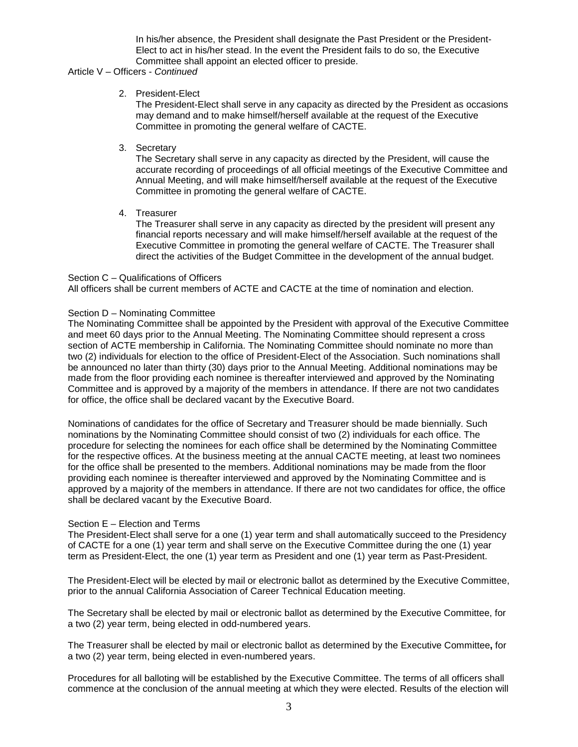In his/her absence, the President shall designate the Past President or the President-Elect to act in his/her stead. In the event the President fails to do so, the Executive Committee shall appoint an elected officer to preside.

Article V – Officers - *Continued*

2. President-Elect
   The President-Elect shall serve in any capacity as directed by the President as occasions may demand and to make himself/herself available at the request of the Executive Committee in promoting the general welfare of CACTE.

3. Secretary
   The Secretary shall serve in any capacity as directed by the President, will cause the accurate recording of proceedings of all official meetings of the Executive Committee and Annual Meeting, and will make himself/herself available at the request of the Executive Committee in promoting the general welfare of CACTE.

4. Treasurer
   The Treasurer shall serve in any capacity as directed by the president will present any financial reports necessary and will make himself/herself available at the request of the Executive Committee in promoting the general welfare of CACTE. The Treasurer shall direct the activities of the Budget Committee in the development of the annual budget.

Section C – Qualifications of Officers
All officers shall be current members of ACTE and CACTE at the time of nomination and election.

Section D – Nominating Committee
The Nominating Committee shall be appointed by the President with approval of the Executive Committee and meet 60 days prior to the Annual Meeting. The Nominating Committee should represent a cross section of ACTE membership in California. The Nominating Committee should nominate no more than two (2) individuals for election to the office of President-Elect of the Association. Such nominations shall be announced no later than thirty (30) days prior to the Annual Meeting. Additional nominations may be made from the floor providing each nominee is thereafter interviewed and approved by the Nominating Committee and is approved by a majority of the members in attendance. If there are not two candidates for office, the office shall be declared vacant by the Executive Board.

Nominations of candidates for the office of Secretary and Treasurer should be made biennially. Such nominations by the Nominating Committee should consist of two (2) individuals for each office. The procedure for selecting the nominees for each office shall be determined by the Nominating Committee for the respective offices. At the business meeting at the annual CACTE meeting, at least two nominees for the office shall be presented to the members. Additional nominations may be made from the floor providing each nominee is thereafter interviewed and approved by the Nominating Committee and is approved by a majority of the members in attendance. If there are not two candidates for office, the office shall be declared vacant by the Executive Board.

Section E – Election and Terms
The President-Elect shall serve for a one (1) year term and shall automatically succeed to the Presidency of CACTE for a one (1) year term and shall serve on the Executive Committee during the one (1) year term as President-Elect, the one (1) year term as President and one (1) year term as Past-President.

The President-Elect will be elected by mail or electronic ballot as determined by the Executive Committee, prior to the annual California Association of Career Technical Education meeting.

The Secretary shall be elected by mail or electronic ballot as determined by the Executive Committee, for a two (2) year term, being elected in odd-numbered years.

The Treasurer shall be elected by mail or electronic ballot as determined by the Executive Committee**,** for a two (2) year term, being elected in even-numbered years.

Procedures for all balloting will be established by the Executive Committee. The terms of all officers shall commence at the conclusion of the annual meeting at which they were elected. Results of the election will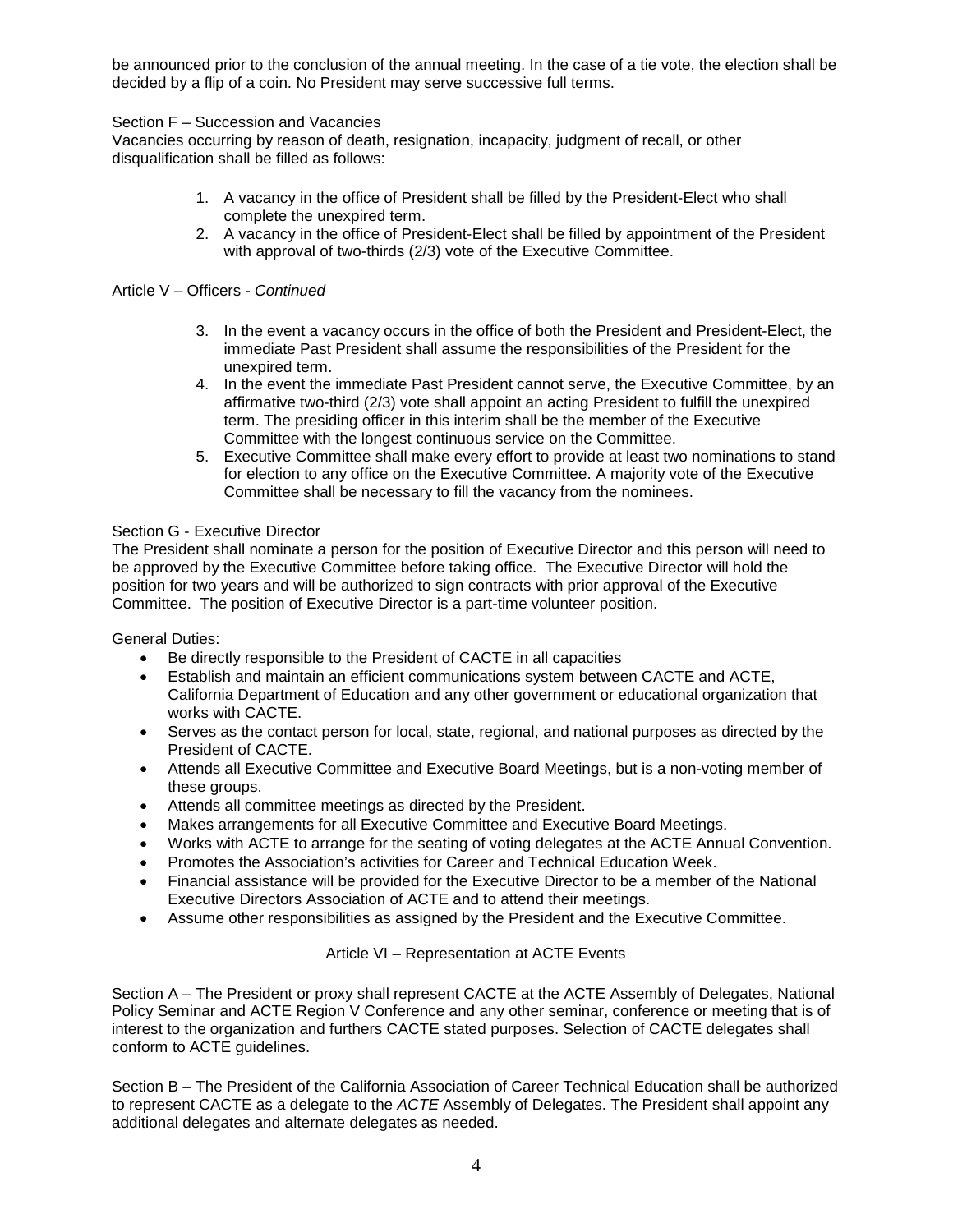be announced prior to the conclusion of the annual meeting. In the case of a tie vote, the election shall be decided by a flip of a coin. No President may serve successive full terms.

Section F – Succession and Vacancies

Vacancies occurring by reason of death, resignation, incapacity, judgment of recall, or other disqualification shall be filled as follows:

1. A vacancy in the office of President shall be filled by the President-Elect who shall complete the unexpired term.
2. A vacancy in the office of President-Elect shall be filled by appointment of the President with approval of two-thirds (2/3) vote of the Executive Committee.

Article V – Officers - *Continued*

3. In the event a vacancy occurs in the office of both the President and President-Elect, the immediate Past President shall assume the responsibilities of the President for the unexpired term.
4. In the event the immediate Past President cannot serve, the Executive Committee, by an affirmative two-third (2/3) vote shall appoint an acting President to fulfill the unexpired term. The presiding officer in this interim shall be the member of the Executive Committee with the longest continuous service on the Committee.
5. Executive Committee shall make every effort to provide at least two nominations to stand for election to any office on the Executive Committee. A majority vote of the Executive Committee shall be necessary to fill the vacancy from the nominees.

Section G - Executive Director

The President shall nominate a person for the position of Executive Director and this person will need to be approved by the Executive Committee before taking office. The Executive Director will hold the position for two years and will be authorized to sign contracts with prior approval of the Executive Committee. The position of Executive Director is a part-time volunteer position.

General Duties:

- Be directly responsible to the President of CACTE in all capacities
- Establish and maintain an efficient communications system between CACTE and ACTE, California Department of Education and any other government or educational organization that works with CACTE.
- Serves as the contact person for local, state, regional, and national purposes as directed by the President of CACTE.
- Attends all Executive Committee and Executive Board Meetings, but is a non-voting member of these groups.
- Attends all committee meetings as directed by the President.
- Makes arrangements for all Executive Committee and Executive Board Meetings.
- Works with ACTE to arrange for the seating of voting delegates at the ACTE Annual Convention.
- Promotes the Association's activities for Career and Technical Education Week.
- Financial assistance will be provided for the Executive Director to be a member of the National Executive Directors Association of ACTE and to attend their meetings.
- Assume other responsibilities as assigned by the President and the Executive Committee.

## Article VI – Representation at ACTE Events

Section A – The President or proxy shall represent CACTE at the ACTE Assembly of Delegates, National Policy Seminar and ACTE Region V Conference and any other seminar, conference or meeting that is of interest to the organization and furthers CACTE stated purposes. Selection of CACTE delegates shall conform to ACTE guidelines.

Section B – The President of the California Association of Career Technical Education shall be authorized to represent CACTE as a delegate to the *ACTE* Assembly of Delegates. The President shall appoint any additional delegates and alternate delegates as needed.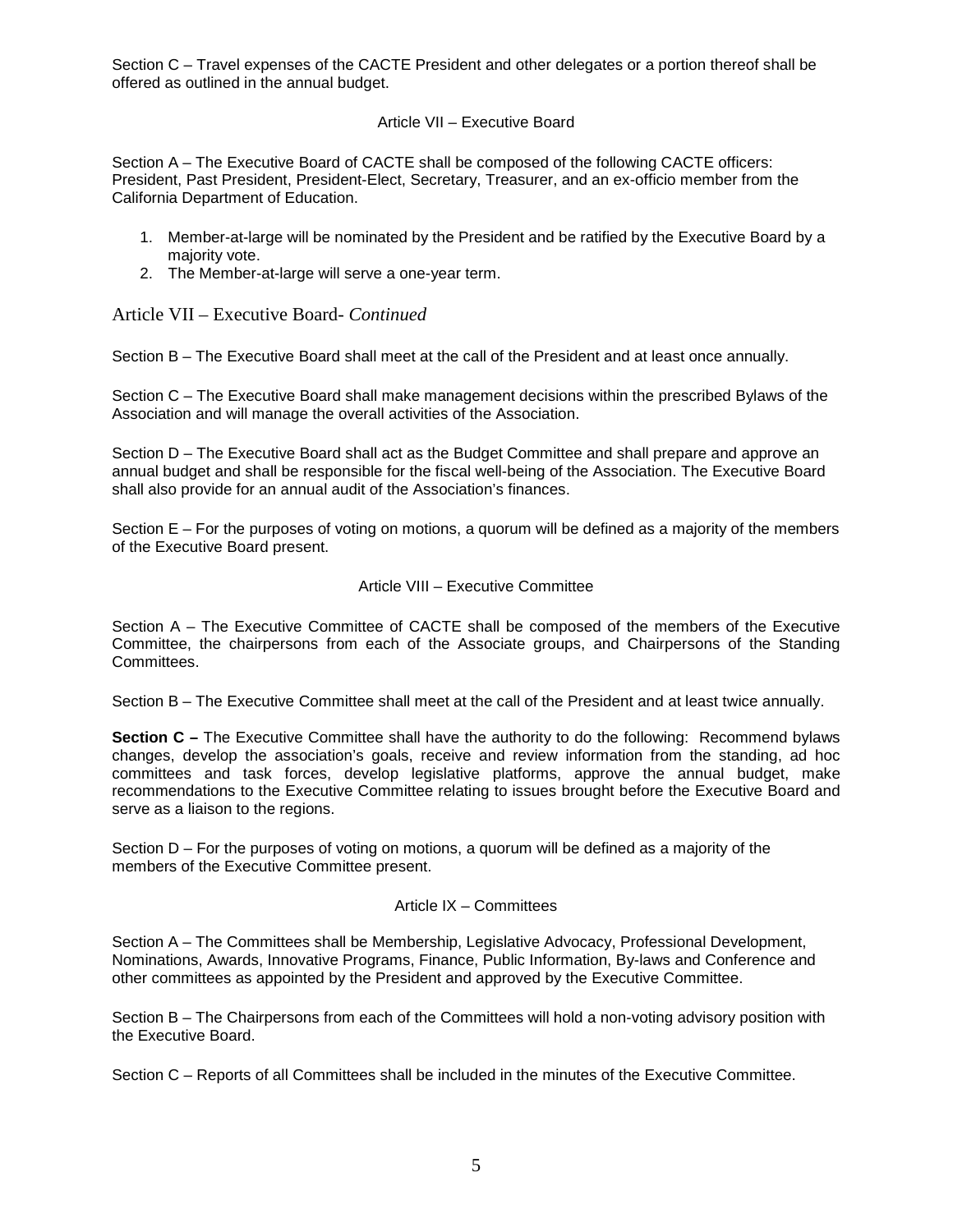Section C – Travel expenses of the CACTE President and other delegates or a portion thereof shall be offered as outlined in the annual budget.

## Article VII – Executive Board

Section A – The Executive Board of CACTE shall be composed of the following CACTE officers: President, Past President, President-Elect, Secretary, Treasurer, and an ex-officio member from the California Department of Education.

1. Member-at-large will be nominated by the President and be ratified by the Executive Board by a majority vote.
2. The Member-at-large will serve a one-year term.

## Article VII – Executive Board- *Continued*

Section B – The Executive Board shall meet at the call of the President and at least once annually.

Section C – The Executive Board shall make management decisions within the prescribed Bylaws of the Association and will manage the overall activities of the Association.

Section D – The Executive Board shall act as the Budget Committee and shall prepare and approve an annual budget and shall be responsible for the fiscal well-being of the Association. The Executive Board shall also provide for an annual audit of the Association's finances.

Section E – For the purposes of voting on motions, a quorum will be defined as a majority of the members of the Executive Board present.

## Article VIII – Executive Committee

Section A – The Executive Committee of CACTE shall be composed of the members of the Executive Committee, the chairpersons from each of the Associate groups, and Chairpersons of the Standing Committees.

Section B – The Executive Committee shall meet at the call of the President and at least twice annually.

**Section C –** The Executive Committee shall have the authority to do the following: Recommend bylaws changes, develop the association's goals, receive and review information from the standing, ad hoc committees and task forces, develop legislative platforms, approve the annual budget, make recommendations to the Executive Committee relating to issues brought before the Executive Board and serve as a liaison to the regions.

Section D – For the purposes of voting on motions, a quorum will be defined as a majority of the members of the Executive Committee present.

## Article IX – Committees

Section A – The Committees shall be Membership, Legislative Advocacy, Professional Development, Nominations, Awards, Innovative Programs, Finance, Public Information, By-laws and Conference and other committees as appointed by the President and approved by the Executive Committee.

Section B – The Chairpersons from each of the Committees will hold a non-voting advisory position with the Executive Board.

Section C – Reports of all Committees shall be included in the minutes of the Executive Committee.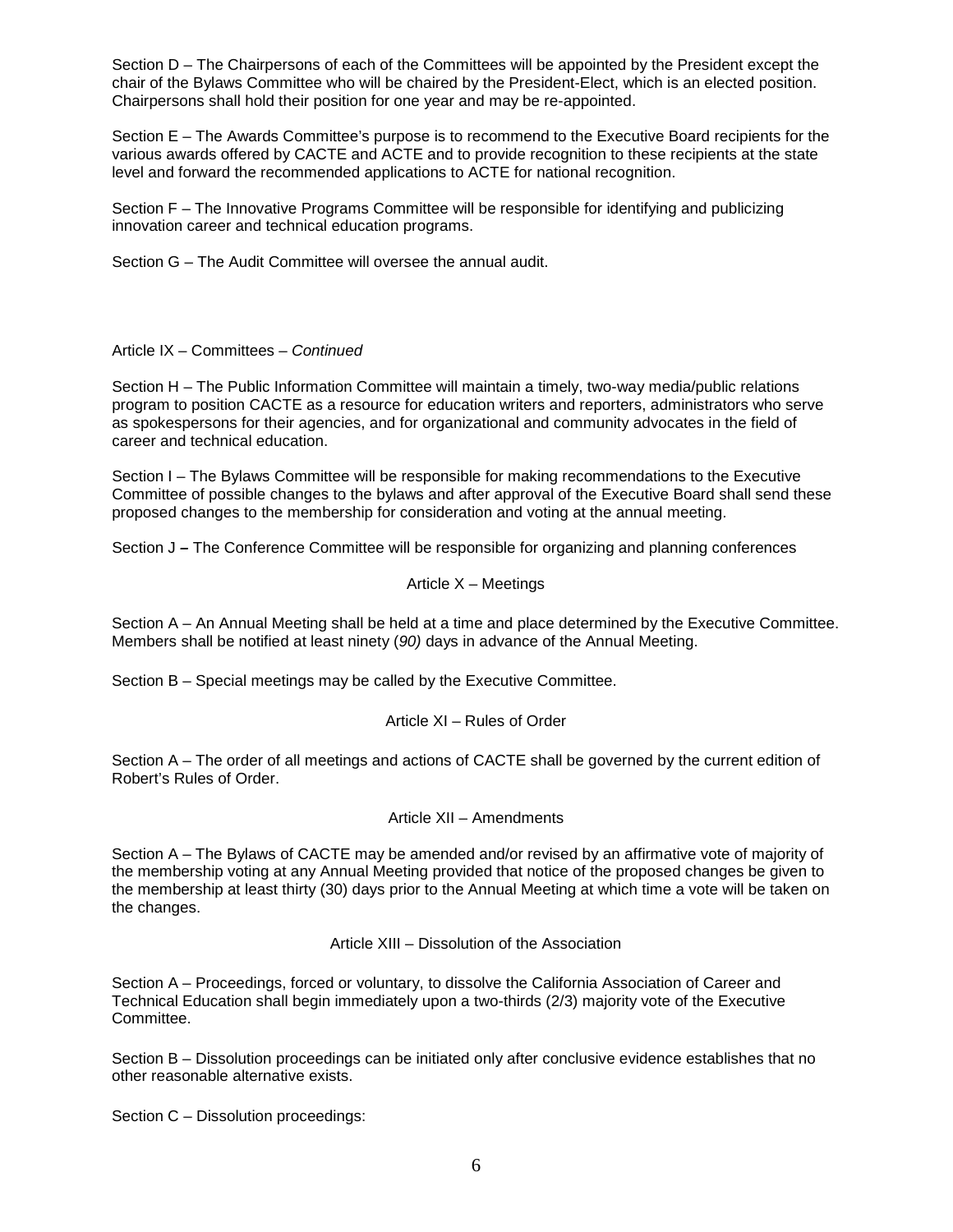Section D – The Chairpersons of each of the Committees will be appointed by the President except the chair of the Bylaws Committee who will be chaired by the President-Elect, which is an elected position. Chairpersons shall hold their position for one year and may be re-appointed.

Section E – The Awards Committee's purpose is to recommend to the Executive Board recipients for the various awards offered by CACTE and ACTE and to provide recognition to these recipients at the state level and forward the recommended applications to ACTE for national recognition.

Section F – The Innovative Programs Committee will be responsible for identifying and publicizing innovation career and technical education programs.

Section G – The Audit Committee will oversee the annual audit.

Article IX – Committees – *Continued*

Section H – The Public Information Committee will maintain a timely, two-way media/public relations program to position CACTE as a resource for education writers and reporters, administrators who serve as spokespersons for their agencies, and for organizational and community advocates in the field of career and technical education.

Section I – The Bylaws Committee will be responsible for making recommendations to the Executive Committee of possible changes to the bylaws and after approval of the Executive Board shall send these proposed changes to the membership for consideration and voting at the annual meeting.

Section J **–** The Conference Committee will be responsible for organizing and planning conferences

## Article X – Meetings

Section A – An Annual Meeting shall be held at a time and place determined by the Executive Committee. Members shall be notified at least ninety (*90)* days in advance of the Annual Meeting.

Section B – Special meetings may be called by the Executive Committee.

## Article XI – Rules of Order

Section A – The order of all meetings and actions of CACTE shall be governed by the current edition of Robert's Rules of Order.

## Article XII – Amendments

Section A – The Bylaws of CACTE may be amended and/or revised by an affirmative vote of majority of the membership voting at any Annual Meeting provided that notice of the proposed changes be given to the membership at least thirty (30) days prior to the Annual Meeting at which time a vote will be taken on the changes.

## Article XIII – Dissolution of the Association

Section A – Proceedings, forced or voluntary, to dissolve the California Association of Career and Technical Education shall begin immediately upon a two-thirds (2/3) majority vote of the Executive Committee.

Section B – Dissolution proceedings can be initiated only after conclusive evidence establishes that no other reasonable alternative exists.

Section C – Dissolution proceedings: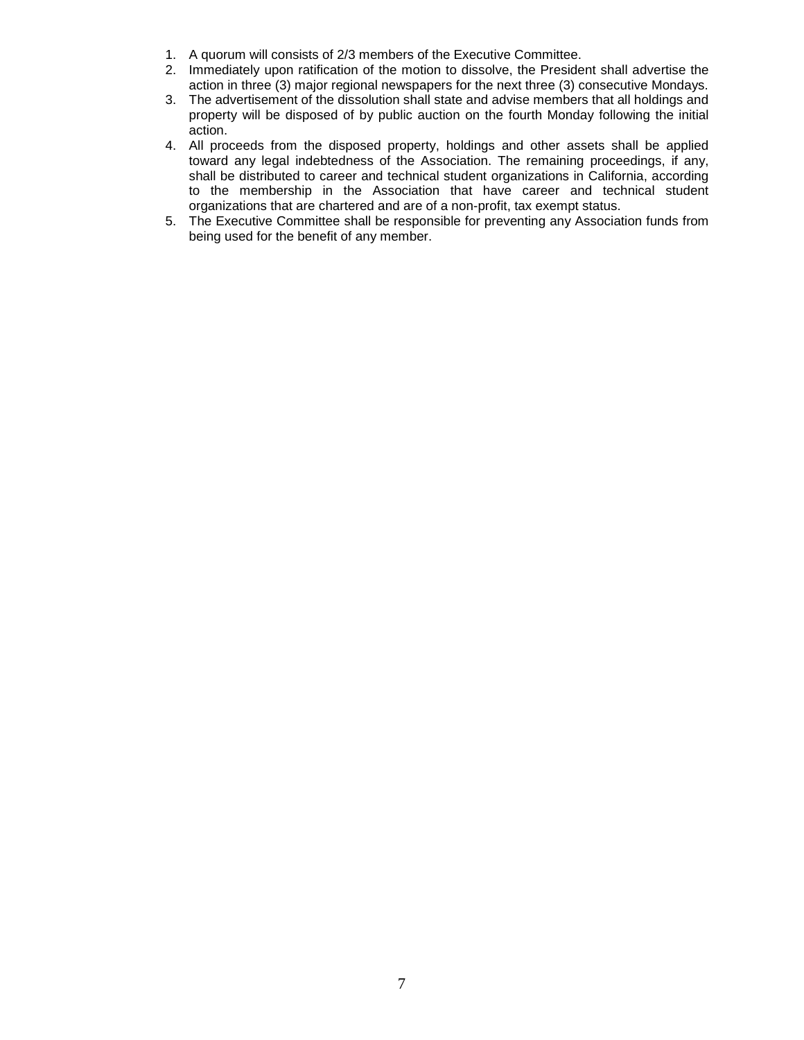1. A quorum will consists of 2/3 members of the Executive Committee.
2. Immediately upon ratification of the motion to dissolve, the President shall advertise the action in three (3) major regional newspapers for the next three (3) consecutive Mondays.
3. The advertisement of the dissolution shall state and advise members that all holdings and property will be disposed of by public auction on the fourth Monday following the initial action.
4. All proceeds from the disposed property, holdings and other assets shall be applied toward any legal indebtedness of the Association. The remaining proceedings, if any, shall be distributed to career and technical student organizations in California, according to the membership in the Association that have career and technical student organizations that are chartered and are of a non-profit, tax exempt status.
5. The Executive Committee shall be responsible for preventing any Association funds from being used for the benefit of any member.